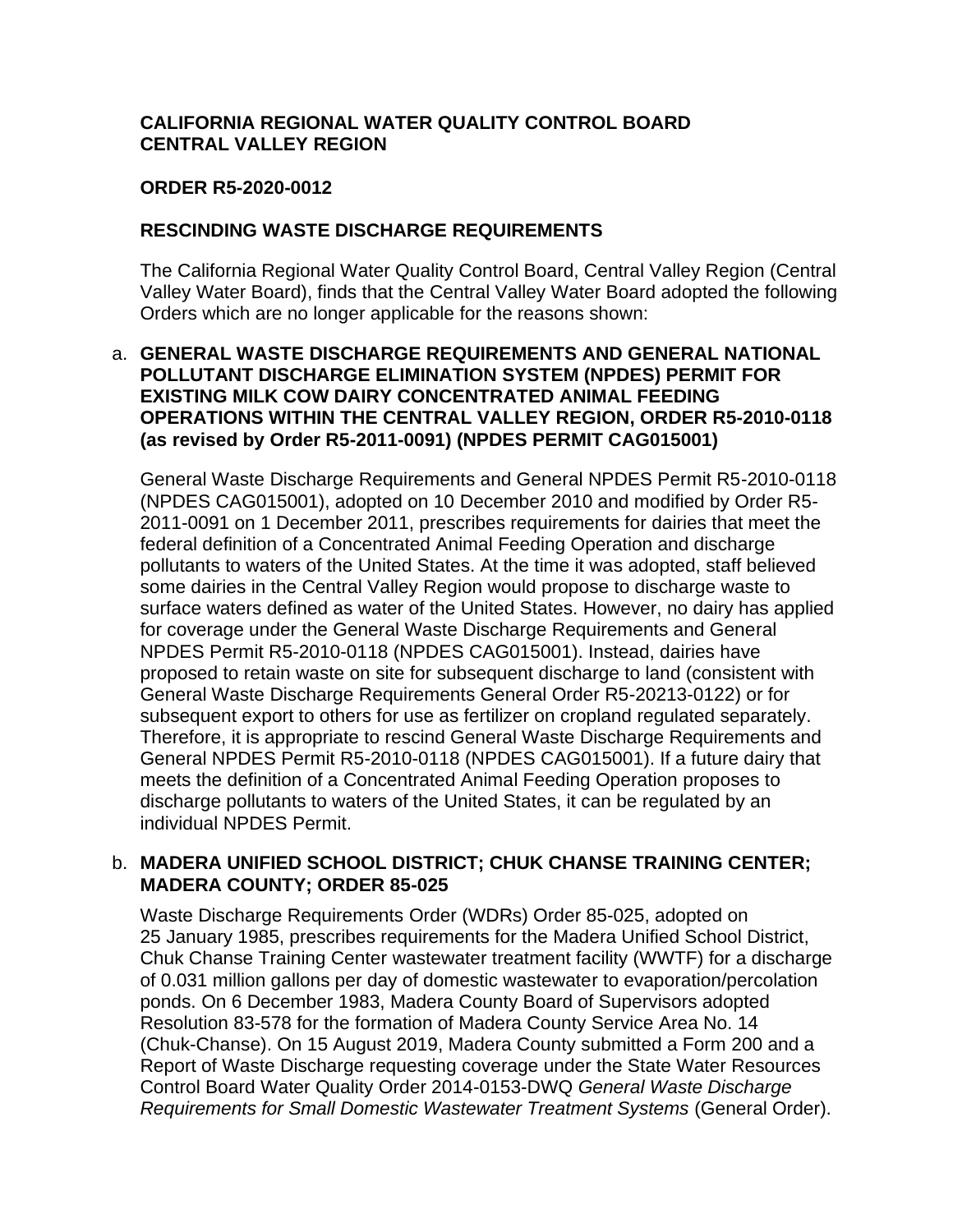**CALIFORNIA REGIONAL WATER QUALITY CONTROL BOARD**
**CENTRAL VALLEY REGION**

**ORDER R5-2020-0012**

**RESCINDING WASTE DISCHARGE REQUIREMENTS**

The California Regional Water Quality Control Board, Central Valley Region (Central Valley Water Board), finds that the Central Valley Water Board adopted the following Orders which are no longer applicable for the reasons shown:

a. **GENERAL WASTE DISCHARGE REQUIREMENTS AND GENERAL NATIONAL POLLUTANT DISCHARGE ELIMINATION SYSTEM (NPDES) PERMIT FOR EXISTING MILK COW DAIRY CONCENTRATED ANIMAL FEEDING OPERATIONS WITHIN THE CENTRAL VALLEY REGION, ORDER R5-2010-0118 (as revised by Order R5-2011-0091) (NPDES PERMIT CAG015001)**

General Waste Discharge Requirements and General NPDES Permit R5-2010-0118 (NPDES CAG015001), adopted on 10 December 2010 and modified by Order R5-2011-0091 on 1 December 2011, prescribes requirements for dairies that meet the federal definition of a Concentrated Animal Feeding Operation and discharge pollutants to waters of the United States. At the time it was adopted, staff believed some dairies in the Central Valley Region would propose to discharge waste to surface waters defined as water of the United States. However, no dairy has applied for coverage under the General Waste Discharge Requirements and General NPDES Permit R5-2010-0118 (NPDES CAG015001). Instead, dairies have proposed to retain waste on site for subsequent discharge to land (consistent with General Waste Discharge Requirements General Order R5-20213-0122) or for subsequent export to others for use as fertilizer on cropland regulated separately. Therefore, it is appropriate to rescind General Waste Discharge Requirements and General NPDES Permit R5-2010-0118 (NPDES CAG015001). If a future dairy that meets the definition of a Concentrated Animal Feeding Operation proposes to discharge pollutants to waters of the United States, it can be regulated by an individual NPDES Permit.

b. **MADERA UNIFIED SCHOOL DISTRICT; CHUK CHANSE TRAINING CENTER; MADERA COUNTY; ORDER 85-025**

Waste Discharge Requirements Order (WDRs) Order 85-025, adopted on 25 January 1985, prescribes requirements for the Madera Unified School District, Chuk Chanse Training Center wastewater treatment facility (WWTF) for a discharge of 0.031 million gallons per day of domestic wastewater to evaporation/percolation ponds. On 6 December 1983, Madera County Board of Supervisors adopted Resolution 83-578 for the formation of Madera County Service Area No. 14 (Chuk-Chanse). On 15 August 2019, Madera County submitted a Form 200 and a Report of Waste Discharge requesting coverage under the State Water Resources Control Board Water Quality Order 2014-0153-DWQ *General Waste Discharge Requirements for Small Domestic Wastewater Treatment Systems* (General Order).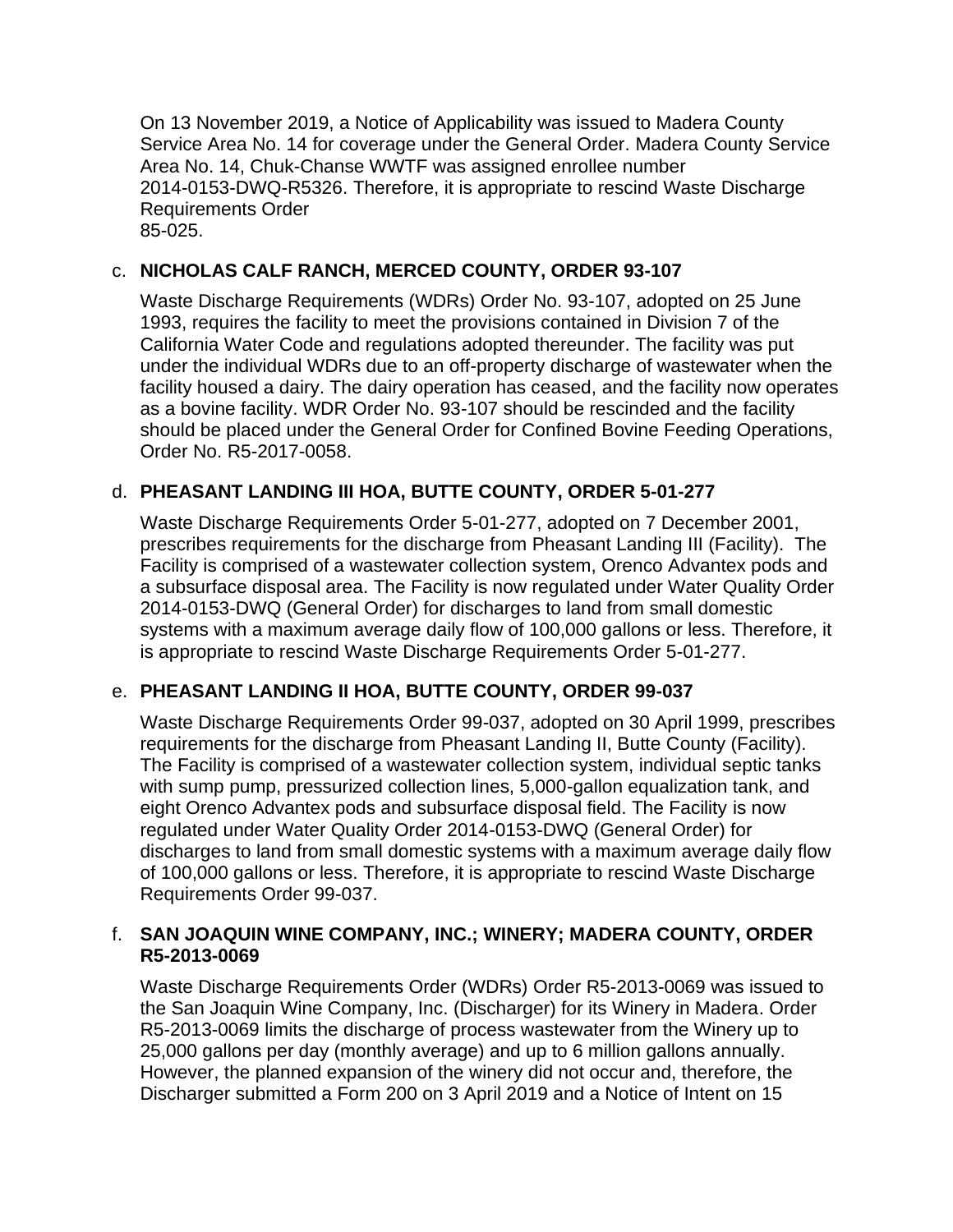On 13 November 2019, a Notice of Applicability was issued to Madera County Service Area No. 14 for coverage under the General Order. Madera County Service Area No. 14, Chuk-Chanse WWTF was assigned enrollee number 2014-0153-DWQ-R5326. Therefore, it is appropriate to rescind Waste Discharge Requirements Order 85-025.

c. **NICHOLAS CALF RANCH, MERCED COUNTY, ORDER 93-107**

Waste Discharge Requirements (WDRs) Order No. 93-107, adopted on 25 June 1993, requires the facility to meet the provisions contained in Division 7 of the California Water Code and regulations adopted thereunder. The facility was put under the individual WDRs due to an off-property discharge of wastewater when the facility housed a dairy. The dairy operation has ceased, and the facility now operates as a bovine facility. WDR Order No. 93-107 should be rescinded and the facility should be placed under the General Order for Confined Bovine Feeding Operations, Order No. R5-2017-0058.

d. **PHEASANT LANDING III HOA, BUTTE COUNTY, ORDER 5-01-277**

Waste Discharge Requirements Order 5-01-277, adopted on 7 December 2001, prescribes requirements for the discharge from Pheasant Landing III (Facility). The Facility is comprised of a wastewater collection system, Orenco Advantex pods and a subsurface disposal area. The Facility is now regulated under Water Quality Order 2014-0153-DWQ (General Order) for discharges to land from small domestic systems with a maximum average daily flow of 100,000 gallons or less. Therefore, it is appropriate to rescind Waste Discharge Requirements Order 5-01-277.

e. **PHEASANT LANDING II HOA, BUTTE COUNTY, ORDER 99-037**

Waste Discharge Requirements Order 99-037, adopted on 30 April 1999, prescribes requirements for the discharge from Pheasant Landing II, Butte County (Facility). The Facility is comprised of a wastewater collection system, individual septic tanks with sump pump, pressurized collection lines, 5,000-gallon equalization tank, and eight Orenco Advantex pods and subsurface disposal field. The Facility is now regulated under Water Quality Order 2014-0153-DWQ (General Order) for discharges to land from small domestic systems with a maximum average daily flow of 100,000 gallons or less. Therefore, it is appropriate to rescind Waste Discharge Requirements Order 99-037.

f. **SAN JOAQUIN WINE COMPANY, INC.; WINERY; MADERA COUNTY, ORDER R5-2013-0069**

Waste Discharge Requirements Order (WDRs) Order R5-2013-0069 was issued to the San Joaquin Wine Company, Inc. (Discharger) for its Winery in Madera. Order R5-2013-0069 limits the discharge of process wastewater from the Winery up to 25,000 gallons per day (monthly average) and up to 6 million gallons annually. However, the planned expansion of the winery did not occur and, therefore, the Discharger submitted a Form 200 on 3 April 2019 and a Notice of Intent on 15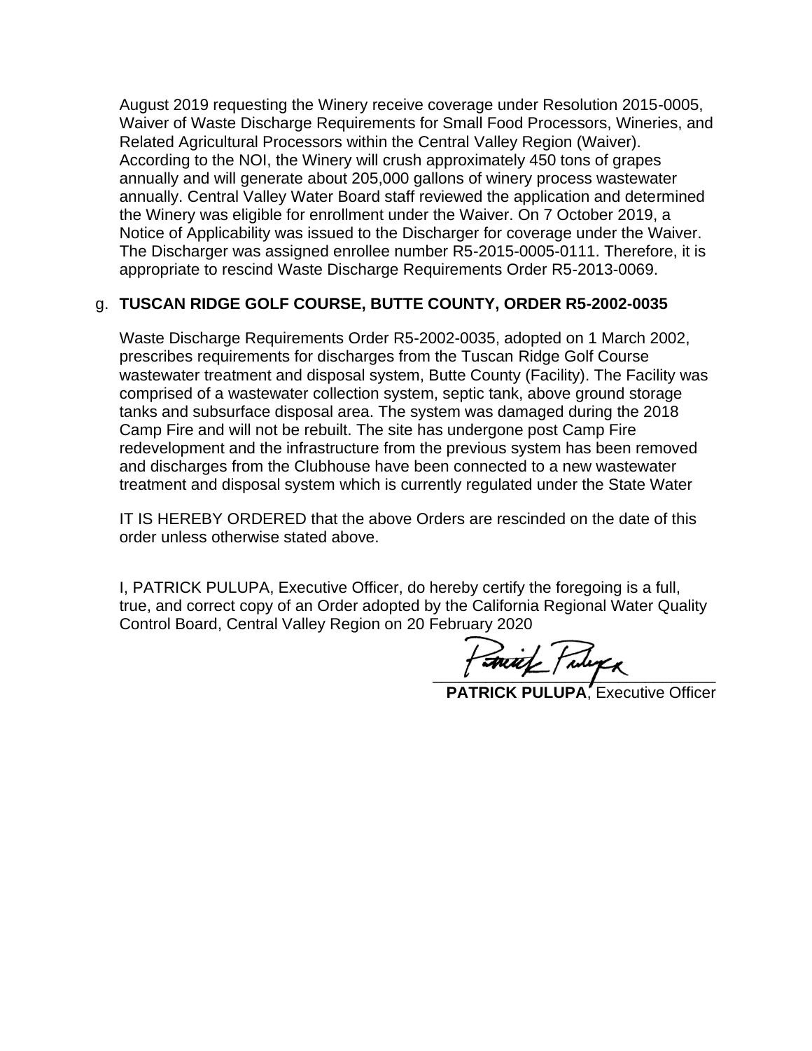August 2019 requesting the Winery receive coverage under Resolution 2015-0005, Waiver of Waste Discharge Requirements for Small Food Processors, Wineries, and Related Agricultural Processors within the Central Valley Region (Waiver). According to the NOI, the Winery will crush approximately 450 tons of grapes annually and will generate about 205,000 gallons of winery process wastewater annually. Central Valley Water Board staff reviewed the application and determined the Winery was eligible for enrollment under the Waiver. On 7 October 2019, a Notice of Applicability was issued to the Discharger for coverage under the Waiver. The Discharger was assigned enrollee number R5-2015-0005-0111. Therefore, it is appropriate to rescind Waste Discharge Requirements Order R5-2013-0069.

g. **TUSCAN RIDGE GOLF COURSE, BUTTE COUNTY, ORDER R5-2002-0035**

Waste Discharge Requirements Order R5-2002-0035, adopted on 1 March 2002, prescribes requirements for discharges from the Tuscan Ridge Golf Course wastewater treatment and disposal system, Butte County (Facility). The Facility was comprised of a wastewater collection system, septic tank, above ground storage tanks and subsurface disposal area. The system was damaged during the 2018 Camp Fire and will not be rebuilt. The site has undergone post Camp Fire redevelopment and the infrastructure from the previous system has been removed and discharges from the Clubhouse have been connected to a new wastewater treatment and disposal system which is currently regulated under the State Water

IT IS HEREBY ORDERED that the above Orders are rescinded on the date of this order unless otherwise stated above.

I, PATRICK PULUPA, Executive Officer, do hereby certify the foregoing is a full, true, and correct copy of an Order adopted by the California Regional Water Quality Control Board, Central Valley Region on 20 February 2020

\_\_\_\_\_\_\_\_\_\_\_\_\_\_\_\_\_\_\_\_\_\_\_\_\_\_\_\_\_\_\_\_

**PATRICK PULUPA**, Executive Officer